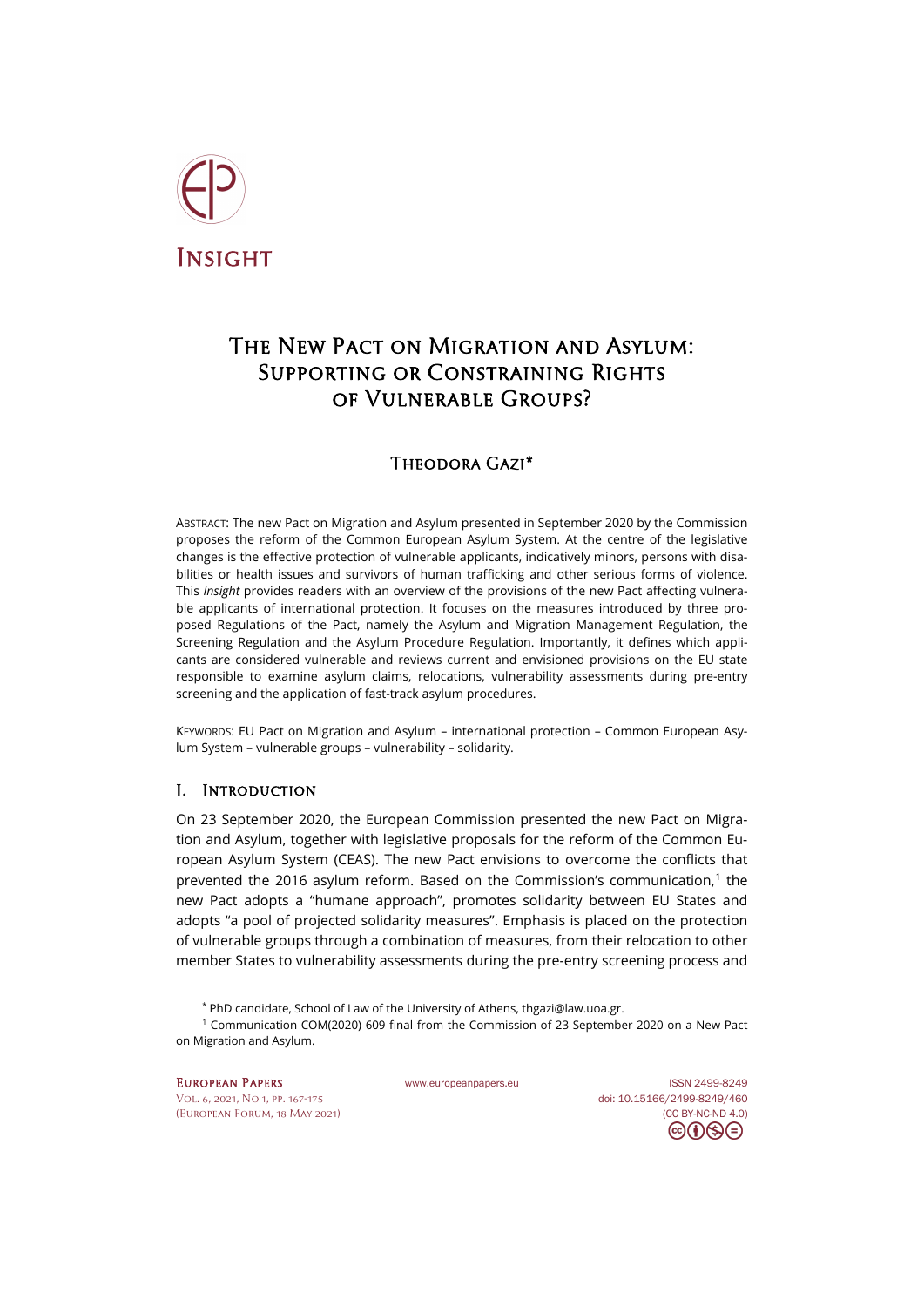Insight

# The New Pact on Migration and Asylum: Supporting or Constraining Rights of Vulnerable Groups?

## Theodora Gazi*

Abstract: The new Pact on Migration and Asylum presented in September 2020 by the Commission proposes the reform of the Common European Asylum System. At the centre of the legislative changes is the effective protection of vulnerable applicants, indicatively minors, persons with disabilities or health issues and survivors of human trafficking and other serious forms of violence. This *Insight* provides readers with an overview of the provisions of the new Pact affecting vulnerable applicants of international protection. It focuses on the measures introduced by three proposed Regulations of the Pact, namely the Asylum and Migration Management Regulation, the Screening Regulation and the Asylum Procedure Regulation. Importantly, it defines which applicants are considered vulnerable and reviews current and envisioned provisions on the EU state responsible to examine asylum claims, relocations, vulnerability assessments during pre-entry screening and the application of fast-track asylum procedures.

Keywords: EU Pact on Migration and Asylum – international protection – Common European Asylum System – vulnerable groups – vulnerability – solidarity.

## I. Introduction

On 23 September 2020, the European Commission presented the new Pact on Migration and Asylum, together with legislative proposals for the reform of the Common European Asylum System (CEAS). The new Pact envisions to overcome the conflicts that prevented the 2016 asylum reform. Based on the Commission's communication,[1] the new Pact adopts a "humane approach", promotes solidarity between EU States and adopts "a pool of projected solidarity measures". Emphasis is placed on the protection of vulnerable groups through a combination of measures, from their relocation to other member States to vulnerability assessments during the pre-entry screening process and

\* PhD candidate, School of Law of the University of Athens, thgazi@law.uoa.gr.

[1] Communication COM(2020) 609 final from the Commission of 23 September 2020 on a New Pact on Migration and Asylum.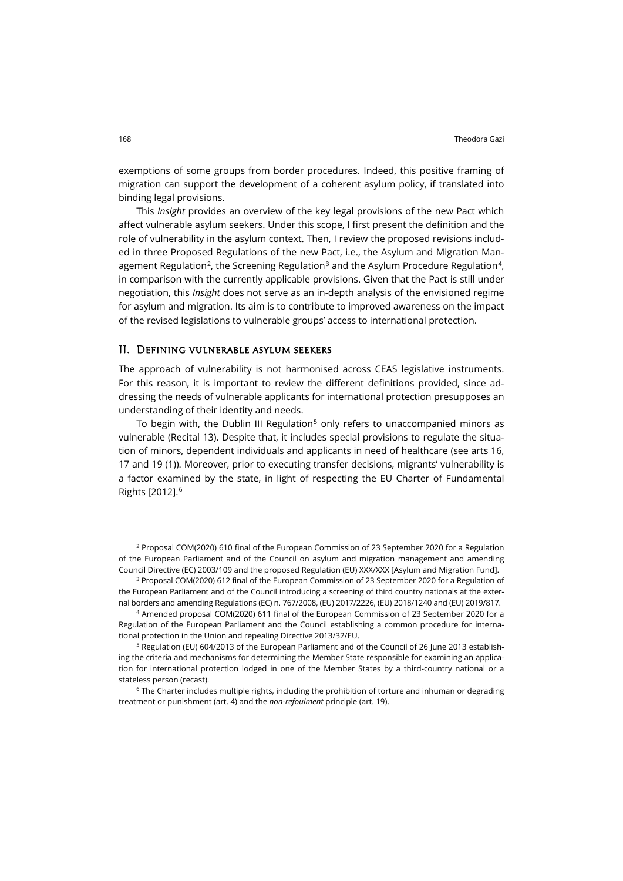exemptions of some groups from border procedures. Indeed, this positive framing of migration can support the development of a coherent asylum policy, if translated into binding legal provisions.

This *Insight* provides an overview of the key legal provisions of the new Pact which affect vulnerable asylum seekers. Under this scope, I first present the definition and the role of vulnerability in the asylum context. Then, I review the proposed revisions included in three Proposed Regulations of the new Pact, i.e., the Asylum and Migration Management Regulation[2], the Screening Regulation[3] and the Asylum Procedure Regulation[4], in comparison with the currently applicable provisions. Given that the Pact is still under negotiation, this *Insight* does not serve as an in-depth analysis of the envisioned regime for asylum and migration. Its aim is to contribute to improved awareness on the impact of the revised legislations to vulnerable groups' access to international protection.

## II. Defining vulnerable asylum seekers

The approach of vulnerability is not harmonised across CEAS legislative instruments. For this reason, it is important to review the different definitions provided, since addressing the needs of vulnerable applicants for international protection presupposes an understanding of their identity and needs.

To begin with, the Dublin III Regulation[5] only refers to unaccompanied minors as vulnerable (Recital 13). Despite that, it includes special provisions to regulate the situation of minors, dependent individuals and applicants in need of healthcare (see arts 16, 17 and 19 (1)). Moreover, prior to executing transfer decisions, migrants' vulnerability is a factor examined by the state, in light of respecting the EU Charter of Fundamental Rights [2012].[6]

[2] Proposal COM(2020) 610 final of the European Commission of 23 September 2020 for a Regulation of the European Parliament and of the Council on asylum and migration management and amending Council Directive (EC) 2003/109 and the proposed Regulation (EU) XXX/XXX [Asylum and Migration Fund].

[3] Proposal COM(2020) 612 final of the European Commission of 23 September 2020 for a Regulation of the European Parliament and of the Council introducing a screening of third country nationals at the external borders and amending Regulations (EC) n. 767/2008, (EU) 2017/2226, (EU) 2018/1240 and (EU) 2019/817.

[4] Amended proposal COM(2020) 611 final of the European Commission of 23 September 2020 for a Regulation of the European Parliament and the Council establishing a common procedure for international protection in the Union and repealing Directive 2013/32/EU.

[5] Regulation (EU) 604/2013 of the European Parliament and of the Council of 26 June 2013 establishing the criteria and mechanisms for determining the Member State responsible for examining an application for international protection lodged in one of the Member States by a third-country national or a stateless person (recast).

[6] The Charter includes multiple rights, including the prohibition of torture and inhuman or degrading treatment or punishment (art. 4) and the *non-refoulment* principle (art. 19).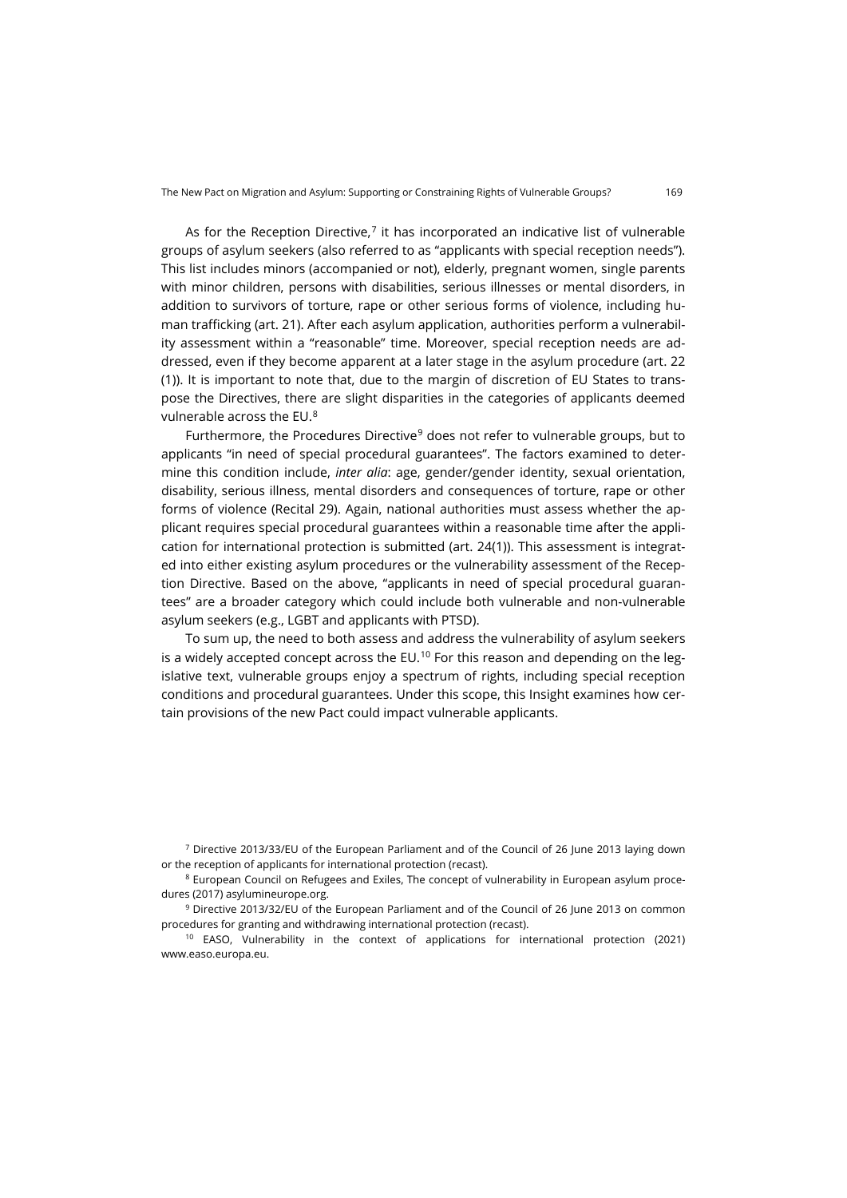As for the Reception Directive,[7] it has incorporated an indicative list of vulnerable groups of asylum seekers (also referred to as "applicants with special reception needs"). This list includes minors (accompanied or not), elderly, pregnant women, single parents with minor children, persons with disabilities, serious illnesses or mental disorders, in addition to survivors of torture, rape or other serious forms of violence, including human trafficking (art. 21). After each asylum application, authorities perform a vulnerability assessment within a "reasonable" time. Moreover, special reception needs are addressed, even if they become apparent at a later stage in the asylum procedure (art. 22 (1)). It is important to note that, due to the margin of discretion of EU States to transpose the Directives, there are slight disparities in the categories of applicants deemed vulnerable across the EU.[8]

Furthermore, the Procedures Directive[9] does not refer to vulnerable groups, but to applicants "in need of special procedural guarantees". The factors examined to determine this condition include, *inter alia*: age, gender/gender identity, sexual orientation, disability, serious illness, mental disorders and consequences of torture, rape or other forms of violence (Recital 29). Again, national authorities must assess whether the applicant requires special procedural guarantees within a reasonable time after the application for international protection is submitted (art. 24(1)). This assessment is integrated into either existing asylum procedures or the vulnerability assessment of the Reception Directive. Based on the above, "applicants in need of special procedural guarantees" are a broader category which could include both vulnerable and non-vulnerable asylum seekers (e.g., LGBT and applicants with PTSD).

To sum up, the need to both assess and address the vulnerability of asylum seekers is a widely accepted concept across the EU.[10] For this reason and depending on the legislative text, vulnerable groups enjoy a spectrum of rights, including special reception conditions and procedural guarantees. Under this scope, this Insight examines how certain provisions of the new Pact could impact vulnerable applicants.

[7] Directive 2013/33/EU of the European Parliament and of the Council of 26 June 2013 laying down or the reception of applicants for international protection (recast).

[8] European Council on Refugees and Exiles, The concept of vulnerability in European asylum procedures (2017) asylumineurope.org.

[9] Directive 2013/32/EU of the European Parliament and of the Council of 26 June 2013 on common procedures for granting and withdrawing international protection (recast).

[10] EASO, Vulnerability in the context of applications for international protection (2021) www.easo.europa.eu.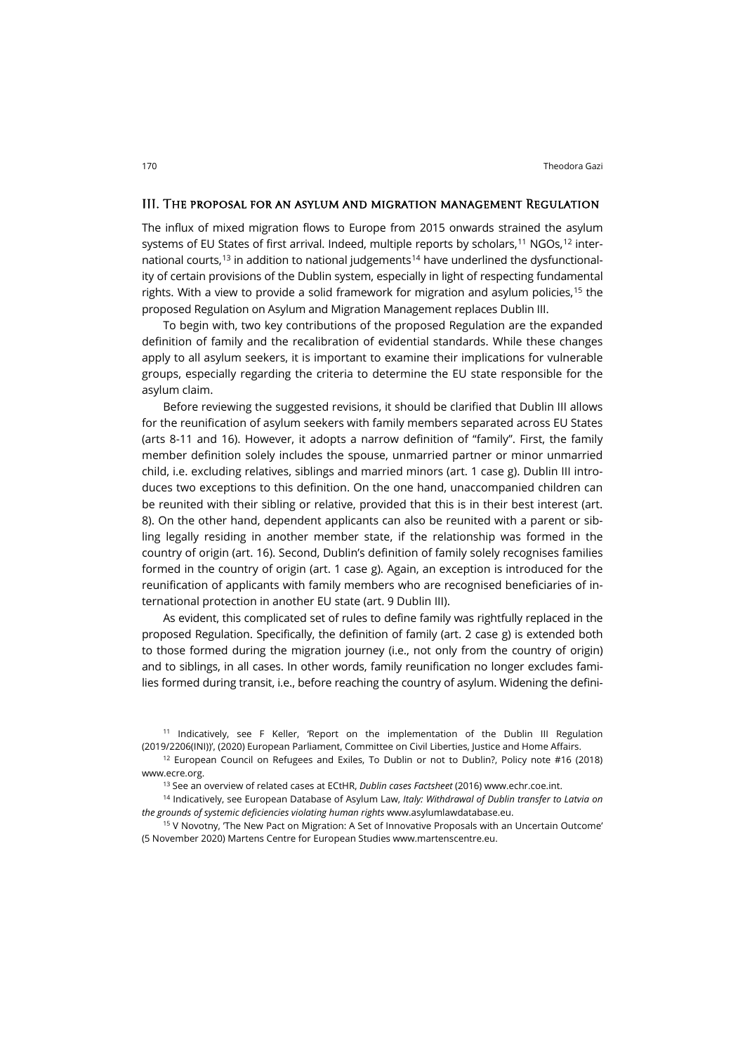## III. The proposal for an asylum and migration management Regulation

The influx of mixed migration flows to Europe from 2015 onwards strained the asylum systems of EU States of first arrival. Indeed, multiple reports by scholars,[11] NGOs,[12] international courts,[13] in addition to national judgements[14] have underlined the dysfunctionality of certain provisions of the Dublin system, especially in light of respecting fundamental rights. With a view to provide a solid framework for migration and asylum policies,[15] the proposed Regulation on Asylum and Migration Management replaces Dublin III.

To begin with, two key contributions of the proposed Regulation are the expanded definition of family and the recalibration of evidential standards. While these changes apply to all asylum seekers, it is important to examine their implications for vulnerable groups, especially regarding the criteria to determine the EU state responsible for the asylum claim.

Before reviewing the suggested revisions, it should be clarified that Dublin III allows for the reunification of asylum seekers with family members separated across EU States (arts 8-11 and 16). However, it adopts a narrow definition of "family". First, the family member definition solely includes the spouse, unmarried partner or minor unmarried child, i.e. excluding relatives, siblings and married minors (art. 1 case g). Dublin III introduces two exceptions to this definition. On the one hand, unaccompanied children can be reunited with their sibling or relative, provided that this is in their best interest (art. 8). On the other hand, dependent applicants can also be reunited with a parent or sibling legally residing in another member state, if the relationship was formed in the country of origin (art. 16). Second, Dublin's definition of family solely recognises families formed in the country of origin (art. 1 case g). Again, an exception is introduced for the reunification of applicants with family members who are recognised beneficiaries of international protection in another EU state (art. 9 Dublin III).

As evident, this complicated set of rules to define family was rightfully replaced in the proposed Regulation. Specifically, the definition of family (art. 2 case g) is extended both to those formed during the migration journey (i.e., not only from the country of origin) and to siblings, in all cases. In other words, family reunification no longer excludes families formed during transit, i.e., before reaching the country of asylum. Widening the defini-

[11] Indicatively, see F Keller, 'Report on the implementation of the Dublin III Regulation (2019/2206(INI))', (2020) European Parliament, Committee on Civil Liberties, Justice and Home Affairs.

[12] European Council on Refugees and Exiles, To Dublin or not to Dublin?, Policy note #16 (2018) www.ecre.org.

[13] See an overview of related cases at ECtHR, *Dublin cases Factsheet* (2016) www.echr.coe.int.

[14] Indicatively, see European Database of Asylum Law, *Italy: Withdrawal of Dublin transfer to Latvia on the grounds of systemic deficiencies violating human rights* www.asylumlawdatabase.eu.

[15] V Novotny, 'The New Pact on Migration: A Set of Innovative Proposals with an Uncertain Outcome' (5 November 2020) Martens Centre for European Studies www.martenscentre.eu.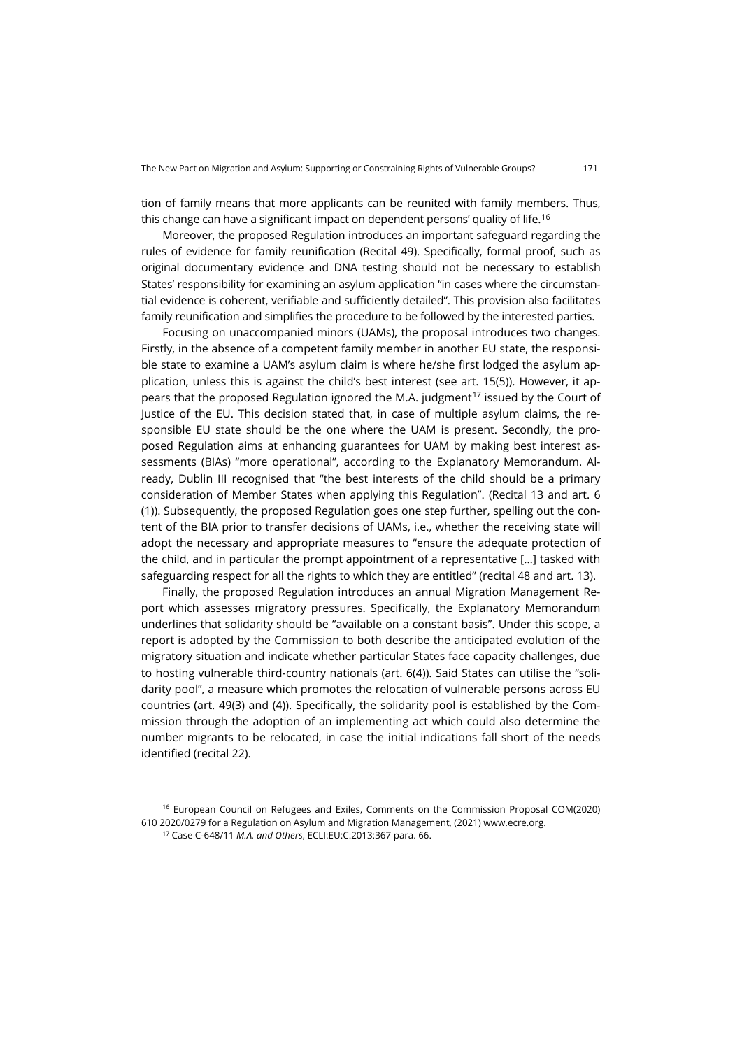tion of family means that more applicants can be reunited with family members. Thus, this change can have a significant impact on dependent persons' quality of life.[16]

Moreover, the proposed Regulation introduces an important safeguard regarding the rules of evidence for family reunification (Recital 49). Specifically, formal proof, such as original documentary evidence and DNA testing should not be necessary to establish States' responsibility for examining an asylum application "in cases where the circumstantial evidence is coherent, verifiable and sufficiently detailed". This provision also facilitates family reunification and simplifies the procedure to be followed by the interested parties.

Focusing on unaccompanied minors (UAMs), the proposal introduces two changes. Firstly, in the absence of a competent family member in another EU state, the responsible state to examine a UAM's asylum claim is where he/she first lodged the asylum application, unless this is against the child's best interest (see art. 15(5)). However, it appears that the proposed Regulation ignored the M.A. judgment[17] issued by the Court of Justice of the EU. This decision stated that, in case of multiple asylum claims, the responsible EU state should be the one where the UAM is present. Secondly, the proposed Regulation aims at enhancing guarantees for UAM by making best interest assessments (BIAs) "more operational", according to the Explanatory Memorandum. Already, Dublin III recognised that "the best interests of the child should be a primary consideration of Member States when applying this Regulation". (Recital 13 and art. 6 (1)). Subsequently, the proposed Regulation goes one step further, spelling out the content of the BIA prior to transfer decisions of UAMs, i.e., whether the receiving state will adopt the necessary and appropriate measures to "ensure the adequate protection of the child, and in particular the prompt appointment of a representative [...] tasked with safeguarding respect for all the rights to which they are entitled" (recital 48 and art. 13).

Finally, the proposed Regulation introduces an annual Migration Management Report which assesses migratory pressures. Specifically, the Explanatory Memorandum underlines that solidarity should be "available on a constant basis". Under this scope, a report is adopted by the Commission to both describe the anticipated evolution of the migratory situation and indicate whether particular States face capacity challenges, due to hosting vulnerable third-country nationals (art. 6(4)). Said States can utilise the "solidarity pool", a measure which promotes the relocation of vulnerable persons across EU countries (art. 49(3) and (4)). Specifically, the solidarity pool is established by the Commission through the adoption of an implementing act which could also determine the number migrants to be relocated, in case the initial indications fall short of the needs identified (recital 22).

[16] European Council on Refugees and Exiles, Comments on the Commission Proposal COM(2020) 610 2020/0279 for a Regulation on Asylum and Migration Management, (2021) www.ecre.org.

[17] Case C-648/11 *M.A. and Others*, ECLI:EU:C:2013:367 para. 66.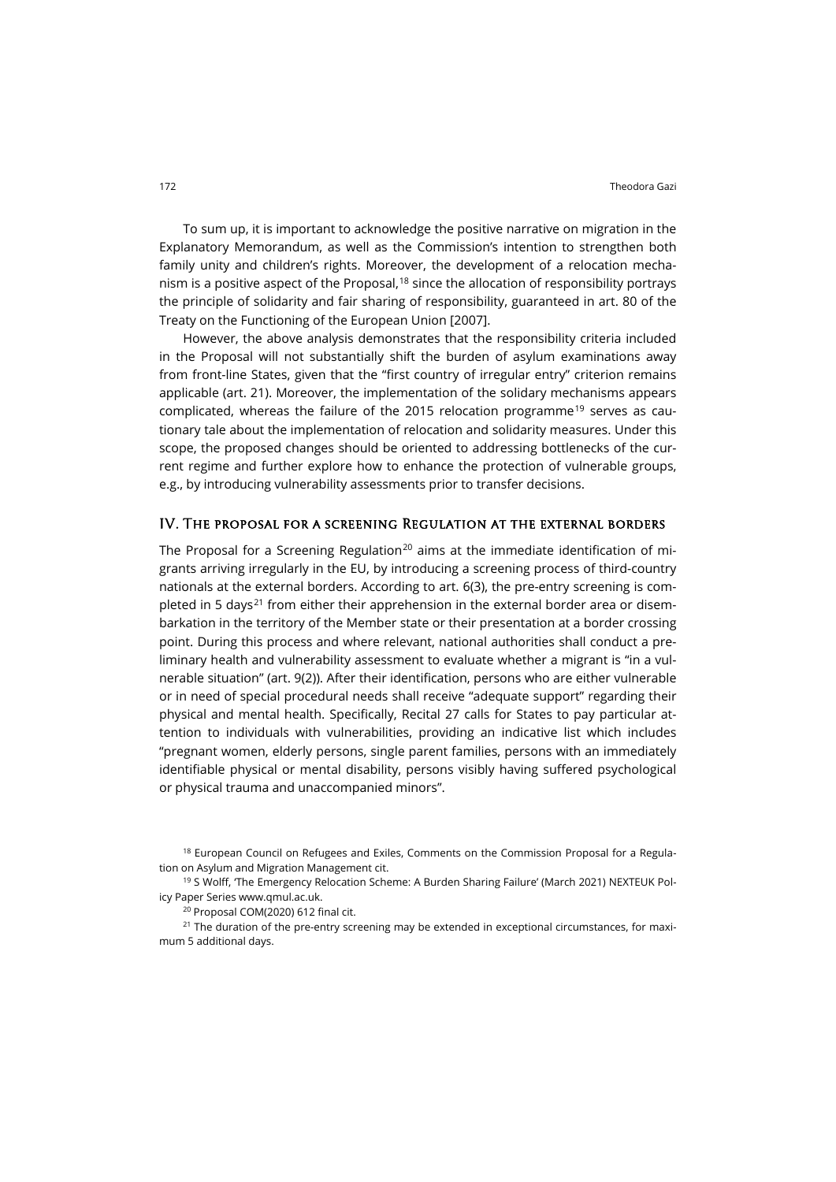To sum up, it is important to acknowledge the positive narrative on migration in the Explanatory Memorandum, as well as the Commission's intention to strengthen both family unity and children's rights. Moreover, the development of a relocation mechanism is a positive aspect of the Proposal,[18] since the allocation of responsibility portrays the principle of solidarity and fair sharing of responsibility, guaranteed in art. 80 of the Treaty on the Functioning of the European Union [2007].

However, the above analysis demonstrates that the responsibility criteria included in the Proposal will not substantially shift the burden of asylum examinations away from front-line States, given that the "first country of irregular entry" criterion remains applicable (art. 21). Moreover, the implementation of the solidary mechanisms appears complicated, whereas the failure of the 2015 relocation programme[19] serves as cautionary tale about the implementation of relocation and solidarity measures. Under this scope, the proposed changes should be oriented to addressing bottlenecks of the current regime and further explore how to enhance the protection of vulnerable groups, e.g., by introducing vulnerability assessments prior to transfer decisions.

## IV. The proposal for a screening Regulation at the external borders

The Proposal for a Screening Regulation[20] aims at the immediate identification of migrants arriving irregularly in the EU, by introducing a screening process of third-country nationals at the external borders. According to art. 6(3), the pre-entry screening is completed in 5 days[21] from either their apprehension in the external border area or disembarkation in the territory of the Member state or their presentation at a border crossing point. During this process and where relevant, national authorities shall conduct a preliminary health and vulnerability assessment to evaluate whether a migrant is "in a vulnerable situation" (art. 9(2)). After their identification, persons who are either vulnerable or in need of special procedural needs shall receive "adequate support" regarding their physical and mental health. Specifically, Recital 27 calls for States to pay particular attention to individuals with vulnerabilities, providing an indicative list which includes "pregnant women, elderly persons, single parent families, persons with an immediately identifiable physical or mental disability, persons visibly having suffered psychological or physical trauma and unaccompanied minors".

[18] European Council on Refugees and Exiles, Comments on the Commission Proposal for a Regulation on Asylum and Migration Management cit.

[19] S Wolff, 'The Emergency Relocation Scheme: A Burden Sharing Failure' (March 2021) NEXTEUK Policy Paper Series www.qmul.ac.uk.

[20] Proposal COM(2020) 612 final cit.

[21] The duration of the pre-entry screening may be extended in exceptional circumstances, for maximum 5 additional days.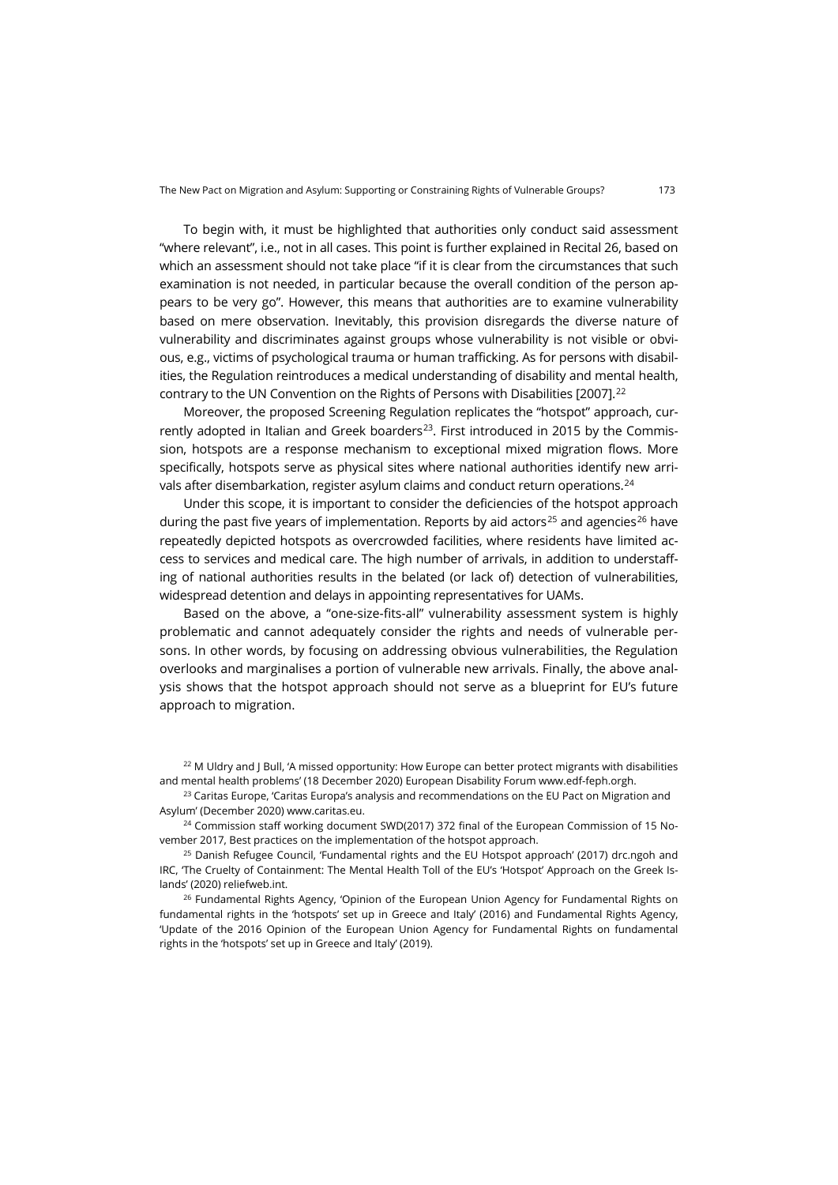To begin with, it must be highlighted that authorities only conduct said assessment "where relevant", i.e., not in all cases. This point is further explained in Recital 26, based on which an assessment should not take place "if it is clear from the circumstances that such examination is not needed, in particular because the overall condition of the person appears to be very go". However, this means that authorities are to examine vulnerability based on mere observation. Inevitably, this provision disregards the diverse nature of vulnerability and discriminates against groups whose vulnerability is not visible or obvious, e.g., victims of psychological trauma or human trafficking. As for persons with disabilities, the Regulation reintroduces a medical understanding of disability and mental health, contrary to the UN Convention on the Rights of Persons with Disabilities [2007].[22]

Moreover, the proposed Screening Regulation replicates the "hotspot" approach, currently adopted in Italian and Greek boarders[23]. First introduced in 2015 by the Commission, hotspots are a response mechanism to exceptional mixed migration flows. More specifically, hotspots serve as physical sites where national authorities identify new arrivals after disembarkation, register asylum claims and conduct return operations.[24]

Under this scope, it is important to consider the deficiencies of the hotspot approach during the past five years of implementation. Reports by aid actors[25] and agencies[26] have repeatedly depicted hotspots as overcrowded facilities, where residents have limited access to services and medical care. The high number of arrivals, in addition to understaffing of national authorities results in the belated (or lack of) detection of vulnerabilities, widespread detention and delays in appointing representatives for UAMs.

Based on the above, a "one-size-fits-all" vulnerability assessment system is highly problematic and cannot adequately consider the rights and needs of vulnerable persons. In other words, by focusing on addressing obvious vulnerabilities, the Regulation overlooks and marginalises a portion of vulnerable new arrivals. Finally, the above analysis shows that the hotspot approach should not serve as a blueprint for EU's future approach to migration.

[22] M Uldry and J Bull, 'A missed opportunity: How Europe can better protect migrants with disabilities and mental health problems' (18 December 2020) European Disability Forum www.edf-feph.orgh.

[23] Caritas Europe, 'Caritas Europa's analysis and recommendations on the EU Pact on Migration and Asylum' (December 2020) www.caritas.eu.

[24] Commission staff working document SWD(2017) 372 final of the European Commission of 15 November 2017, Best practices on the implementation of the hotspot approach.

[25] Danish Refugee Council, 'Fundamental rights and the EU Hotspot approach' (2017) drc.ngoh and IRC, 'The Cruelty of Containment: The Mental Health Toll of the EU's 'Hotspot' Approach on the Greek Islands' (2020) reliefweb.int.

[26] Fundamental Rights Agency, 'Opinion of the European Union Agency for Fundamental Rights on fundamental rights in the 'hotspots' set up in Greece and Italy' (2016) and Fundamental Rights Agency, 'Update of the 2016 Opinion of the European Union Agency for Fundamental Rights on fundamental rights in the 'hotspots' set up in Greece and Italy' (2019).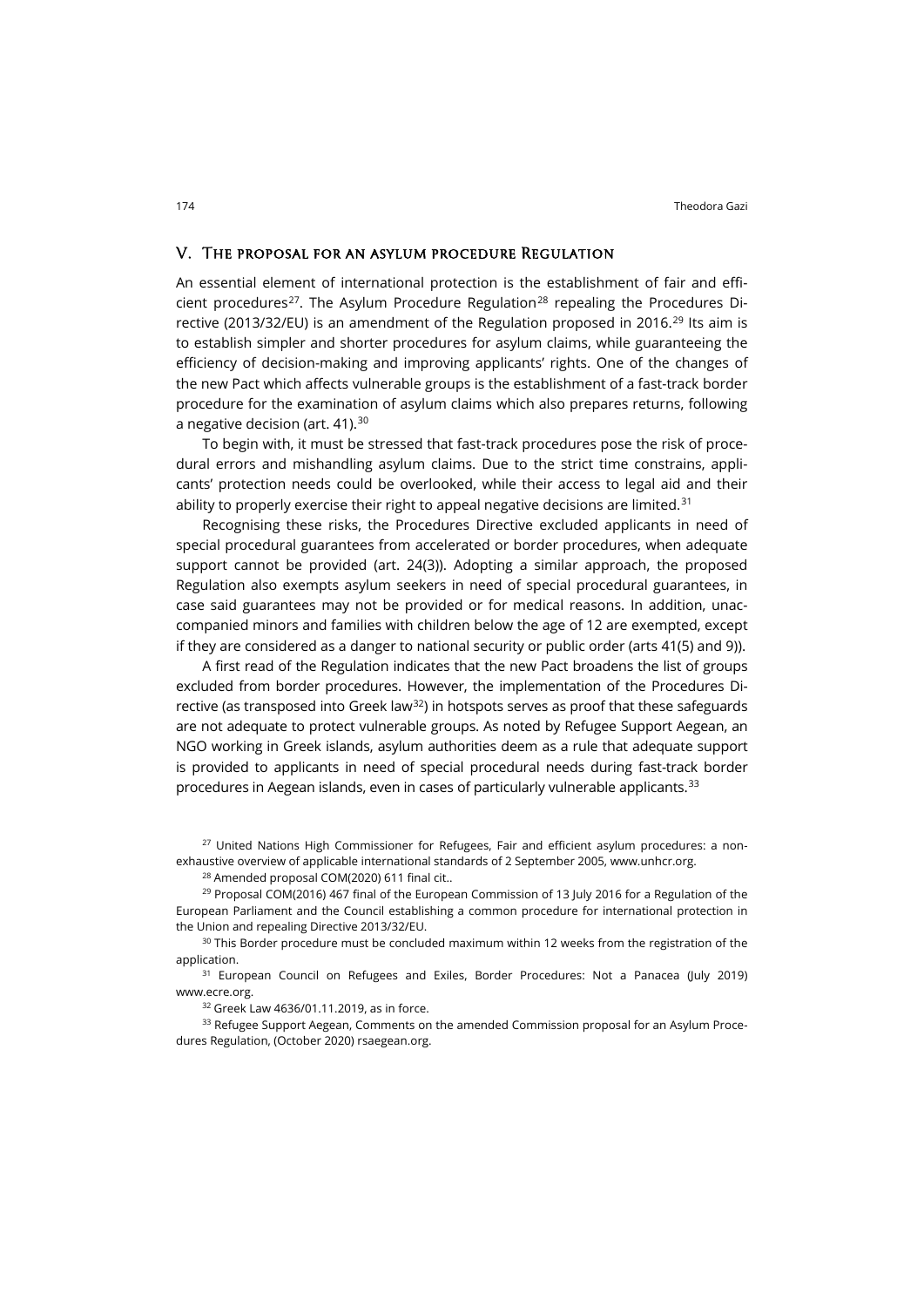## V. The proposal for an asylum procedure Regulation

An essential element of international protection is the establishment of fair and efficient procedures[27]. The Asylum Procedure Regulation[28] repealing the Procedures Directive (2013/32/EU) is an amendment of the Regulation proposed in 2016.[29] Its aim is to establish simpler and shorter procedures for asylum claims, while guaranteeing the efficiency of decision-making and improving applicants' rights. One of the changes of the new Pact which affects vulnerable groups is the establishment of a fast-track border procedure for the examination of asylum claims which also prepares returns, following a negative decision (art. 41).[30]

To begin with, it must be stressed that fast-track procedures pose the risk of procedural errors and mishandling asylum claims. Due to the strict time constrains, applicants' protection needs could be overlooked, while their access to legal aid and their ability to properly exercise their right to appeal negative decisions are limited.[31]

Recognising these risks, the Procedures Directive excluded applicants in need of special procedural guarantees from accelerated or border procedures, when adequate support cannot be provided (art. 24(3)). Adopting a similar approach, the proposed Regulation also exempts asylum seekers in need of special procedural guarantees, in case said guarantees may not be provided or for medical reasons. In addition, unaccompanied minors and families with children below the age of 12 are exempted, except if they are considered as a danger to national security or public order (arts 41(5) and 9)).

A first read of the Regulation indicates that the new Pact broadens the list of groups excluded from border procedures. However, the implementation of the Procedures Directive (as transposed into Greek law[32]) in hotspots serves as proof that these safeguards are not adequate to protect vulnerable groups. As noted by Refugee Support Aegean, an NGO working in Greek islands, asylum authorities deem as a rule that adequate support is provided to applicants in need of special procedural needs during fast-track border procedures in Aegean islands, even in cases of particularly vulnerable applicants.[33]

---

[27] United Nations High Commissioner for Refugees, Fair and efficient asylum procedures: a non-exhaustive overview of applicable international standards of 2 September 2005, www.unhcr.org.

[28] Amended proposal COM(2020) 611 final cit..

[29] Proposal COM(2016) 467 final of the European Commission of 13 July 2016 for a Regulation of the European Parliament and the Council establishing a common procedure for international protection in the Union and repealing Directive 2013/32/EU.

[30] This Border procedure must be concluded maximum within 12 weeks from the registration of the application.

[31] European Council on Refugees and Exiles, Border Procedures: Not a Panacea (July 2019) www.ecre.org.

[32] Greek Law 4636/01.11.2019, as in force.

[33] Refugee Support Aegean, Comments on the amended Commission proposal for an Asylum Procedures Regulation, (October 2020) rsaegean.org.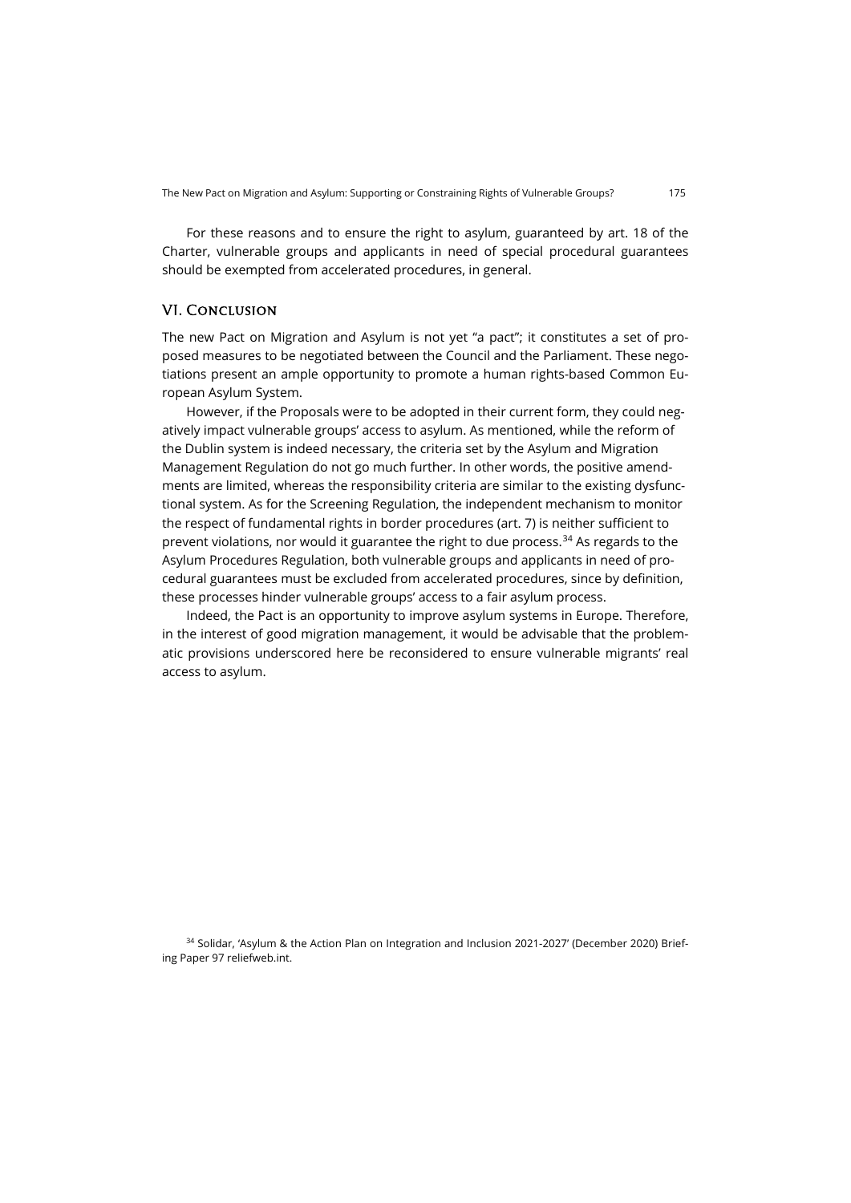For these reasons and to ensure the right to asylum, guaranteed by art. 18 of the Charter, vulnerable groups and applicants in need of special procedural guarantees should be exempted from accelerated procedures, in general.

## VI. Conclusion

The new Pact on Migration and Asylum is not yet "a pact"; it constitutes a set of proposed measures to be negotiated between the Council and the Parliament. These negotiations present an ample opportunity to promote a human rights-based Common European Asylum System.

However, if the Proposals were to be adopted in their current form, they could negatively impact vulnerable groups' access to asylum. As mentioned, while the reform of the Dublin system is indeed necessary, the criteria set by the Asylum and Migration Management Regulation do not go much further. In other words, the positive amendments are limited, whereas the responsibility criteria are similar to the existing dysfunctional system. As for the Screening Regulation, the independent mechanism to monitor the respect of fundamental rights in border procedures (art. 7) is neither sufficient to prevent violations, nor would it guarantee the right to due process.[34] As regards to the Asylum Procedures Regulation, both vulnerable groups and applicants in need of procedural guarantees must be excluded from accelerated procedures, since by definition, these processes hinder vulnerable groups' access to a fair asylum process.

Indeed, the Pact is an opportunity to improve asylum systems in Europe. Therefore, in the interest of good migration management, it would be advisable that the problematic provisions underscored here be reconsidered to ensure vulnerable migrants' real access to asylum.

[34] Solidar, 'Asylum & the Action Plan on Integration and Inclusion 2021-2027' (December 2020) Briefing Paper 97 reliefweb.int.